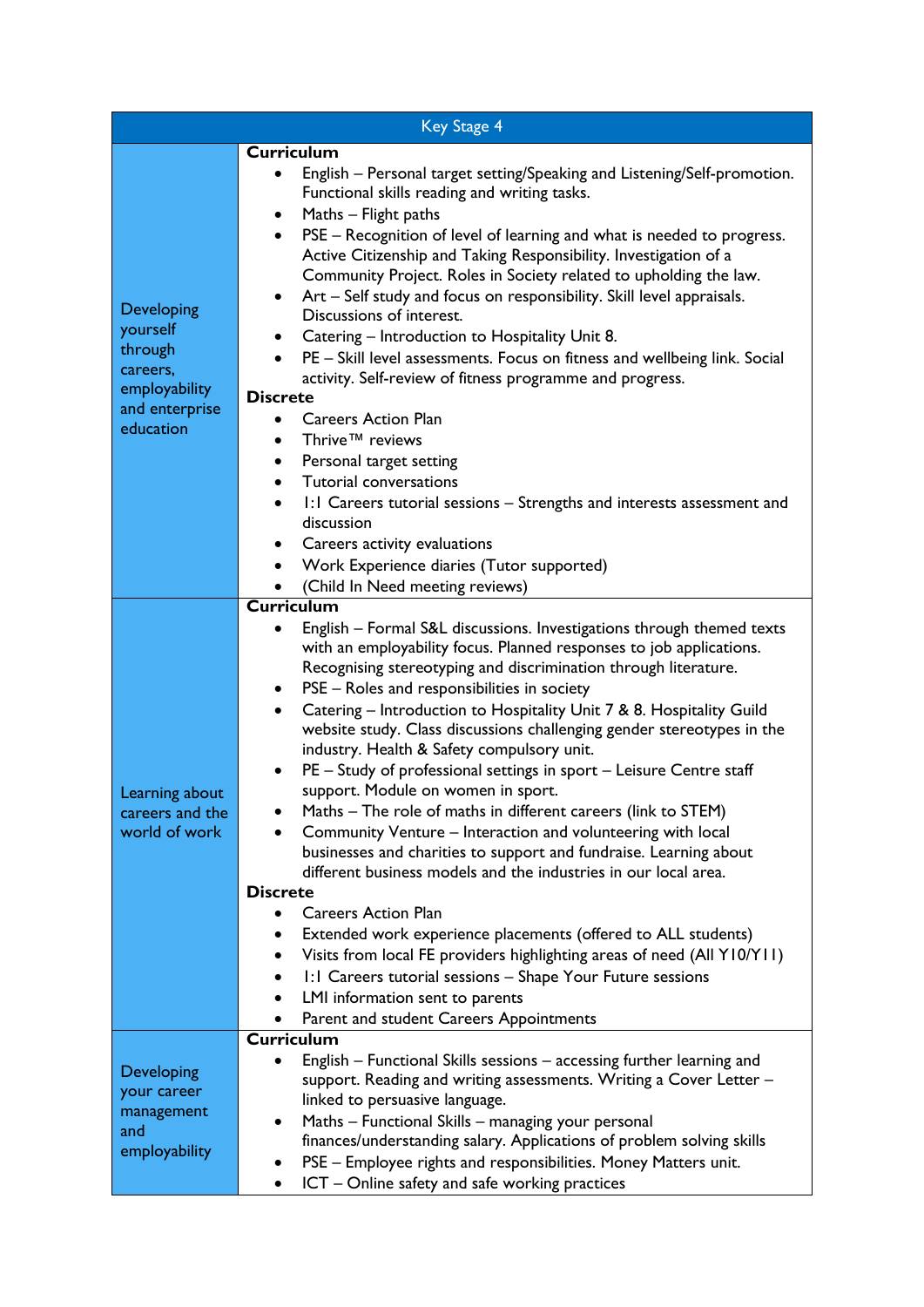| Key Stage 4 | |
|---|---|
| Developing yourself through careers, employability and enterprise education | **Curriculum**<br>• English – Personal target setting/Speaking and Listening/Self-promotion. Functional skills reading and writing tasks.<br>• Maths – Flight paths<br>• PSE – Recognition of level of learning and what is needed to progress. Active Citizenship and Taking Responsibility. Investigation of a Community Project. Roles in Society related to upholding the law.<br>• Art – Self study and focus on responsibility. Skill level appraisals. Discussions of interest.<br>• Catering – Introduction to Hospitality Unit 8.<br>• PE – Skill level assessments. Focus on fitness and wellbeing link. Social activity. Self-review of fitness programme and progress.<br>**Discrete**<br>• Careers Action Plan<br>• Thrive™ reviews<br>• Personal target setting<br>• Tutorial conversations<br>• 1:1 Careers tutorial sessions – Strengths and interests assessment and discussion<br>• Careers activity evaluations<br>• Work Experience diaries (Tutor supported)<br>• (Child In Need meeting reviews) |
| Learning about careers and the world of work | **Curriculum**<br>• English – Formal S&L discussions. Investigations through themed texts with an employability focus. Planned responses to job applications. Recognising stereotyping and discrimination through literature.<br>• PSE – Roles and responsibilities in society<br>• Catering – Introduction to Hospitality Unit 7 & 8. Hospitality Guild website study. Class discussions challenging gender stereotypes in the industry. Health & Safety compulsory unit.<br>• PE – Study of professional settings in sport – Leisure Centre staff support. Module on women in sport.<br>• Maths – The role of maths in different careers (link to STEM)<br>• Community Venture – Interaction and volunteering with local businesses and charities to support and fundraise. Learning about different business models and the industries in our local area.<br>**Discrete**<br>• Careers Action Plan<br>• Extended work experience placements (offered to ALL students)<br>• Visits from local FE providers highlighting areas of need (All Y10/Y11)<br>• 1:1 Careers tutorial sessions – Shape Your Future sessions<br>• LMI information sent to parents<br>• Parent and student Careers Appointments |
| Developing your career management and employability | **Curriculum**<br>• English – Functional Skills sessions – accessing further learning and support. Reading and writing assessments. Writing a Cover Letter – linked to persuasive language.<br>• Maths – Functional Skills – managing your personal finances/understanding salary. Applications of problem solving skills<br>• PSE – Employee rights and responsibilities. Money Matters unit.<br>• ICT – Online safety and safe working practices |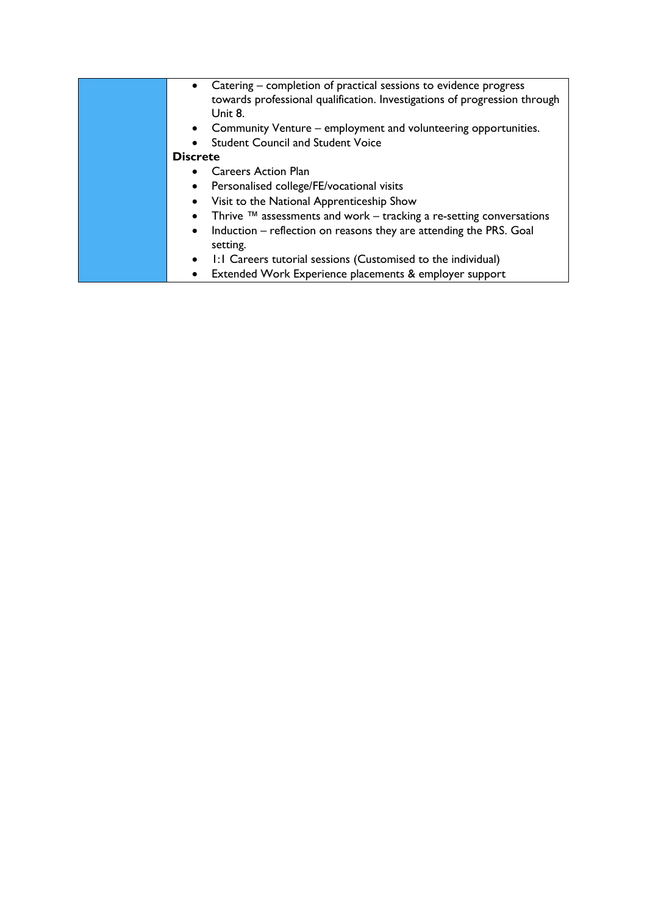| | |
|---|---|
| | • Catering – completion of practical sessions to evidence progress towards professional qualification. Investigations of progression through Unit 8.<br>• Community Venture – employment and volunteering opportunities.<br>• Student Council and Student Voice<br>**Discrete**<br>• Careers Action Plan<br>• Personalised college/FE/vocational visits<br>• Visit to the National Apprenticeship Show<br>• Thrive ™ assessments and work – tracking a re-setting conversations<br>• Induction – reflection on reasons they are attending the PRS. Goal setting.<br>• 1:1 Careers tutorial sessions (Customised to the individual)<br>• Extended Work Experience placements & employer support |